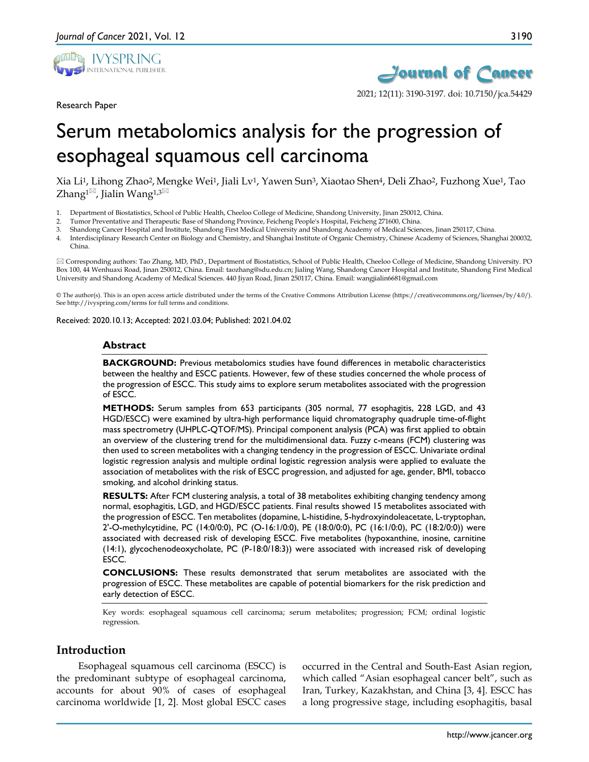Research Paper

# Serum metabolomics analysis for the progression of esophageal squamous cell carcinoma

Xia Li[1], Lihong Zhao[2], Mengke Wei[1], Jiali Lv[1], Yawen Sun[3], Xiaotao Shen[4], Deli Zhao[2], Fuzhong Xue[1], Tao Zhang[1]✉, Jialin Wang[1,3]✉

1. Department of Biostatistics, School of Public Health, Cheeloo College of Medicine, Shandong University, Jinan 250012, China.
2. Tumor Preventative and Therapeutic Base of Shandong Province, Feicheng People's Hospital, Feicheng 271600, China.
3. Shandong Cancer Hospital and Institute, Shandong First Medical University and Shandong Academy of Medical Sciences, Jinan 250117, China.
4. Interdisciplinary Research Center on Biology and Chemistry, and Shanghai Institute of Organic Chemistry, Chinese Academy of Sciences, Shanghai 200032, China.

✉ Corresponding authors: Tao Zhang, MD, PhD., Department of Biostatistics, School of Public Health, Cheeloo College of Medicine, Shandong University. PO Box 100, 44 Wenhuaxi Road, Jinan 250012, China. Email: taozhang@sdu.edu.cn; Jialing Wang, Shandong Cancer Hospital and Institute, Shandong First Medical University and Shandong Academy of Medical Sciences. 440 Jiyan Road, Jinan 250117, China. Email: wangjialin6681@gmail.com

© The author(s). This is an open access article distributed under the terms of the Creative Commons Attribution License (https://creativecommons.org/licenses/by/4.0/). See http://ivyspring.com/terms for full terms and conditions.

Received: 2020.10.13; Accepted: 2021.03.04; Published: 2021.04.02

### Abstract

**BACKGROUND:** Previous metabolomics studies have found differences in metabolic characteristics between the healthy and ESCC patients. However, few of these studies concerned the whole process of the progression of ESCC. This study aims to explore serum metabolites associated with the progression of ESCC.

**METHODS:** Serum samples from 653 participants (305 normal, 77 esophagitis, 228 LGD, and 43 HGD/ESCC) were examined by ultra-high performance liquid chromatography quadruple time-of-flight mass spectrometry (UHPLC-QTOF/MS). Principal component analysis (PCA) was first applied to obtain an overview of the clustering trend for the multidimensional data. Fuzzy c-means (FCM) clustering was then used to screen metabolites with a changing tendency in the progression of ESCC. Univariate ordinal logistic regression analysis and multiple ordinal logistic regression analysis were applied to evaluate the association of metabolites with the risk of ESCC progression, and adjusted for age, gender, BMI, tobacco smoking, and alcohol drinking status.

**RESULTS:** After FCM clustering analysis, a total of 38 metabolites exhibiting changing tendency among normal, esophagitis, LGD, and HGD/ESCC patients. Final results showed 15 metabolites associated with the progression of ESCC. Ten metabolites (dopamine, L-histidine, 5-hydroxyindoleacetate, L-tryptophan, 2'-O-methylcytidine, PC (14:0/0:0), PC (O-16:1/0:0), PE (18:0/0:0), PC (16:1/0:0), PC (18:2/0:0)) were associated with decreased risk of developing ESCC. Five metabolites (hypoxanthine, inosine, carnitine (14:1), glycochenodeoxycholate, PC (P-18:0/18:3)) were associated with increased risk of developing ESCC.

**CONCLUSIONS:** These results demonstrated that serum metabolites are associated with the progression of ESCC. These metabolites are capable of potential biomarkers for the risk prediction and early detection of ESCC.

Key words: esophageal squamous cell carcinoma; serum metabolites; progression; FCM; ordinal logistic regression.

## Introduction

Esophageal squamous cell carcinoma (ESCC) is the predominant subtype of esophageal carcinoma, accounts for about 90% of cases of esophageal carcinoma worldwide [1, 2]. Most global ESCC cases occurred in the Central and South-East Asian region, which called "Asian esophageal cancer belt", such as Iran, Turkey, Kazakhstan, and China [3, 4]. ESCC has a long progressive stage, including esophagitis, basal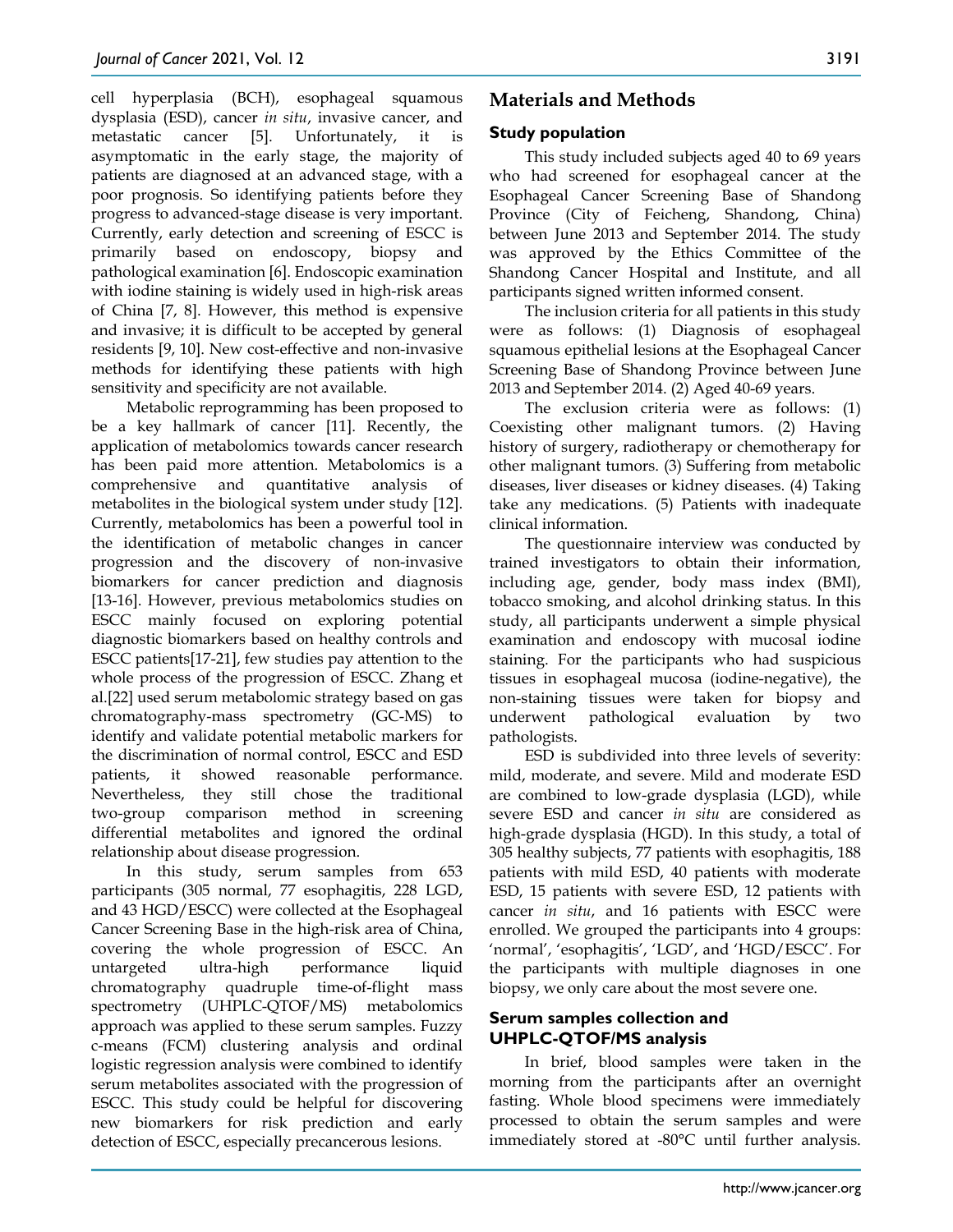cell hyperplasia (BCH), esophageal squamous dysplasia (ESD), cancer *in situ*, invasive cancer, and metastatic cancer [5]. Unfortunately, it is asymptomatic in the early stage, the majority of patients are diagnosed at an advanced stage, with a poor prognosis. So identifying patients before they progress to advanced-stage disease is very important. Currently, early detection and screening of ESCC is primarily based on endoscopy, biopsy and pathological examination [6]. Endoscopic examination with iodine staining is widely used in high-risk areas of China [7, 8]. However, this method is expensive and invasive; it is difficult to be accepted by general residents [9, 10]. New cost-effective and non-invasive methods for identifying these patients with high sensitivity and specificity are not available.

Metabolic reprogramming has been proposed to be a key hallmark of cancer [11]. Recently, the application of metabolomics towards cancer research has been paid more attention. Metabolomics is a comprehensive and quantitative analysis of metabolites in the biological system under study [12]. Currently, metabolomics has been a powerful tool in the identification of metabolic changes in cancer progression and the discovery of non-invasive biomarkers for cancer prediction and diagnosis [13-16]. However, previous metabolomics studies on ESCC mainly focused on exploring potential diagnostic biomarkers based on healthy controls and ESCC patients[17-21], few studies pay attention to the whole process of the progression of ESCC. Zhang et al.[22] used serum metabolomic strategy based on gas chromatography-mass spectrometry (GC-MS) to identify and validate potential metabolic markers for the discrimination of normal control, ESCC and ESD patients, it showed reasonable performance. Nevertheless, they still chose the traditional two-group comparison method in screening differential metabolites and ignored the ordinal relationship about disease progression.

In this study, serum samples from 653 participants (305 normal, 77 esophagitis, 228 LGD, and 43 HGD/ESCC) were collected at the Esophageal Cancer Screening Base in the high-risk area of China, covering the whole progression of ESCC. An untargeted ultra-high performance liquid chromatography quadruple time-of-flight mass spectrometry (UHPLC-QTOF/MS) metabolomics approach was applied to these serum samples. Fuzzy c-means (FCM) clustering analysis and ordinal logistic regression analysis were combined to identify serum metabolites associated with the progression of ESCC. This study could be helpful for discovering new biomarkers for risk prediction and early detection of ESCC, especially precancerous lesions.

## Materials and Methods

### Study population

This study included subjects aged 40 to 69 years who had screened for esophageal cancer at the Esophageal Cancer Screening Base of Shandong Province (City of Feicheng, Shandong, China) between June 2013 and September 2014. The study was approved by the Ethics Committee of the Shandong Cancer Hospital and Institute, and all participants signed written informed consent.

The inclusion criteria for all patients in this study were as follows: (1) Diagnosis of esophageal squamous epithelial lesions at the Esophageal Cancer Screening Base of Shandong Province between June 2013 and September 2014. (2) Aged 40-69 years.

The exclusion criteria were as follows: (1) Coexisting other malignant tumors. (2) Having history of surgery, radiotherapy or chemotherapy for other malignant tumors. (3) Suffering from metabolic diseases, liver diseases or kidney diseases. (4) Taking take any medications. (5) Patients with inadequate clinical information.

The questionnaire interview was conducted by trained investigators to obtain their information, including age, gender, body mass index (BMI), tobacco smoking, and alcohol drinking status. In this study, all participants underwent a simple physical examination and endoscopy with mucosal iodine staining. For the participants who had suspicious tissues in esophageal mucosa (iodine-negative), the non-staining tissues were taken for biopsy and underwent pathological evaluation by two pathologists.

ESD is subdivided into three levels of severity: mild, moderate, and severe. Mild and moderate ESD are combined to low-grade dysplasia (LGD), while severe ESD and cancer *in situ* are considered as high-grade dysplasia (HGD). In this study, a total of 305 healthy subjects, 77 patients with esophagitis, 188 patients with mild ESD, 40 patients with moderate ESD, 15 patients with severe ESD, 12 patients with cancer *in situ*, and 16 patients with ESCC were enrolled. We grouped the participants into 4 groups: 'normal', 'esophagitis', 'LGD', and 'HGD/ESCC'. For the participants with multiple diagnoses in one biopsy, we only care about the most severe one.

### Serum samples collection and UHPLC-QTOF/MS analysis

In brief, blood samples were taken in the morning from the participants after an overnight fasting. Whole blood specimens were immediately processed to obtain the serum samples and were immediately stored at -80°C until further analysis.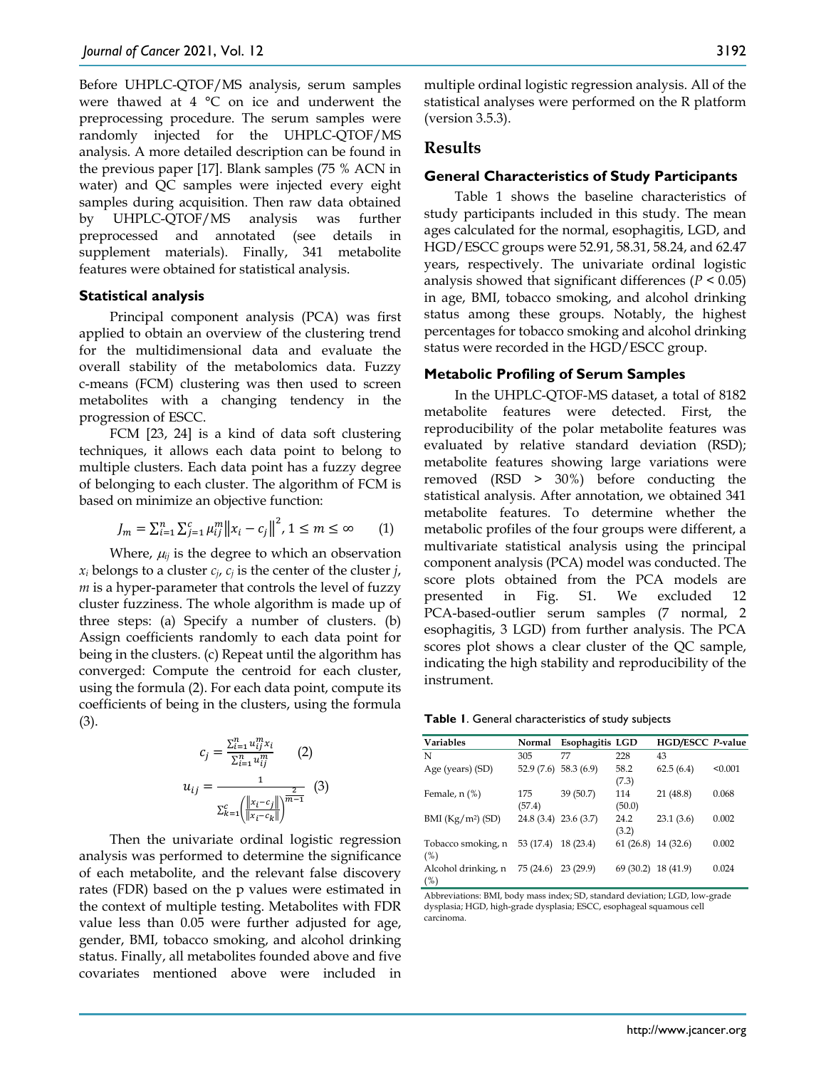Before UHPLC-QTOF/MS analysis, serum samples were thawed at 4 °C on ice and underwent the preprocessing procedure. The serum samples were randomly injected for the UHPLC-QTOF/MS analysis. A more detailed description can be found in the previous paper [17]. Blank samples (75 % ACN in water) and QC samples were injected every eight samples during acquisition. Then raw data obtained by UHPLC-QTOF/MS analysis was further preprocessed and annotated (see details in supplement materials). Finally, 341 metabolite features were obtained for statistical analysis.

### Statistical analysis

Principal component analysis (PCA) was first applied to obtain an overview of the clustering trend for the multidimensional data and evaluate the overall stability of the metabolomics data. Fuzzy c-means (FCM) clustering was then used to screen metabolites with a changing tendency in the progression of ESCC.

FCM [23, 24] is a kind of data soft clustering techniques, it allows each data point to belong to multiple clusters. Each data point has a fuzzy degree of belonging to each cluster. The algorithm of FCM is based on minimize an objective function:

$$J_m = \sum_{i=1}^{n} \sum_{j=1}^{c} \mu_{ij}^{m} \left\| x_i - c_j \right\|^2, 1 \leq m \leq \infty \quad (1)$$

Where, $\mu_{ij}$ is the degree to which an observation $x_i$ belongs to a cluster $c_j$, $c_j$ is the center of the cluster $j$, $m$ is a hyper-parameter that controls the level of fuzzy cluster fuzziness. The whole algorithm is made up of three steps: (a) Specify a number of clusters. (b) Assign coefficients randomly to each data point for being in the clusters. (c) Repeat until the algorithm has converged: Compute the centroid for each cluster, using the formula (2). For each data point, compute its coefficients of being in the clusters, using the formula (3).

$$c_j = \frac{\sum_{i=1}^{n} u_{ij}^{m} x_i}{\sum_{i=1}^{n} u_{ij}^{m}} \quad (2)$$

$$u_{ij} = \frac{1}{\sum_{k=1}^{c} \left( \frac{\left\| x_i - c_j \right\|}{\left\| x_i - c_k \right\|} \right)^{\frac{2}{m-1}}} \quad (3)$$

Then the univariate ordinal logistic regression analysis was performed to determine the significance of each metabolite, and the relevant false discovery rates (FDR) based on the p values were estimated in the context of multiple testing. Metabolites with FDR value less than 0.05 were further adjusted for age, gender, BMI, tobacco smoking, and alcohol drinking status. Finally, all metabolites founded above and five covariates mentioned above were included in multiple ordinal logistic regression analysis. All of the statistical analyses were performed on the R platform (version 3.5.3).

## Results

### General Characteristics of Study Participants

Table 1 shows the baseline characteristics of study participants included in this study. The mean ages calculated for the normal, esophagitis, LGD, and HGD/ESCC groups were 52.91, 58.31, 58.24, and 62.47 years, respectively. The univariate ordinal logistic analysis showed that significant differences ($P < 0.05$) in age, BMI, tobacco smoking, and alcohol drinking status among these groups. Notably, the highest percentages for tobacco smoking and alcohol drinking status were recorded in the HGD/ESCC group.

### Metabolic Profiling of Serum Samples

In the UHPLC-QTOF-MS dataset, a total of 8182 metabolite features were detected. First, the reproducibility of the polar metabolite features was evaluated by relative standard deviation (RSD); metabolite features showing large variations were removed (RSD > 30%) before conducting the statistical analysis. After annotation, we obtained 341 metabolite features. To determine whether the metabolic profiles of the four groups were different, a multivariate statistical analysis using the principal component analysis (PCA) model was conducted. The score plots obtained from the PCA models are presented in Fig. S1. We excluded 12 PCA-based-outlier serum samples (7 normal, 2 esophagitis, 3 LGD) from further analysis. The PCA scores plot shows a clear cluster of the QC sample, indicating the high stability and reproducibility of the instrument.

**Table 1**. General characteristics of study subjects

| Variables | Normal | Esophagitis | LGD | HGD/ESCC | *P*-value |
|---|---|---|---|---|---|
| N | 305 | 77 | 228 | 43 | |
| Age (years) (SD) | 52.9 (7.6) | 58.3 (6.9) | 58.2 (7.3) | 62.5 (6.4) | <0.001 |
| Female, n (%) | 175 (57.4) | 39 (50.7) | 114 (50.0) | 21 (48.8) | 0.068 |
| BMI (Kg/m²) (SD) | 24.8 (3.4) | 23.6 (3.7) | 24.2 (3.2) | 23.1 (3.6) | 0.002 |
| Tobacco smoking, n (%) | 53 (17.4) | 18 (23.4) | 61 (26.8) | 14 (32.6) | 0.002 |
| Alcohol drinking, n (%) | 75 (24.6) | 23 (29.9) | 69 (30.2) | 18 (41.9) | 0.024 |

Abbreviations: BMI, body mass index; SD, standard deviation; LGD, low-grade dysplasia; HGD, high-grade dysplasia; ESCC, esophageal squamous cell carcinoma.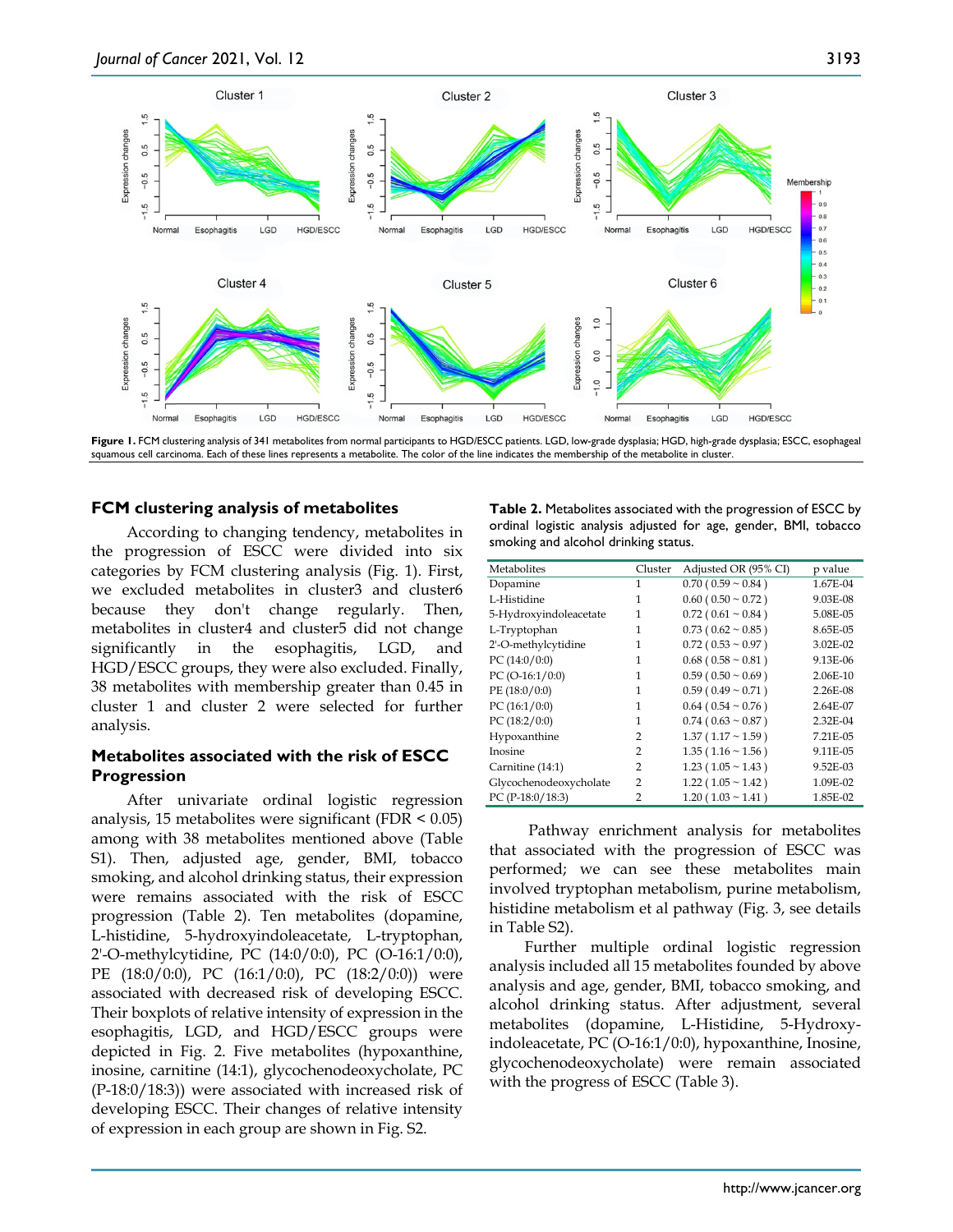Figure 1. FCM clustering analysis of 341 metabolites from normal participants to HGD/ESCC patients. LGD, low-grade dysplasia; HGD, high-grade dysplasia; ESCC, esophageal squamous cell carcinoma. Each of these lines represents a metabolite. The color of the line indicates the membership of the metabolite in cluster.

### FCM clustering analysis of metabolites

According to changing tendency, metabolites in the progression of ESCC were divided into six categories by FCM clustering analysis (Fig. 1). First, we excluded metabolites in cluster3 and cluster6 because they don't change regularly. Then, metabolites in cluster4 and cluster5 did not change significantly in the esophagitis, LGD, and HGD/ESCC groups, they were also excluded. Finally, 38 metabolites with membership greater than 0.45 in cluster 1 and cluster 2 were selected for further analysis.

### Metabolites associated with the risk of ESCC Progression

After univariate ordinal logistic regression analysis, 15 metabolites were significant (FDR < 0.05) among with 38 metabolites mentioned above (Table S1). Then, adjusted age, gender, BMI, tobacco smoking, and alcohol drinking status, their expression were remains associated with the risk of ESCC progression (Table 2). Ten metabolites (dopamine, L-histidine, 5-hydroxyindoleacetate, L-tryptophan, 2'-O-methylcytidine, PC (14:0/0:0), PC (O-16:1/0:0), PE (18:0/0:0), PC (16:1/0:0), PC (18:2/0:0)) were associated with decreased risk of developing ESCC. Their boxplots of relative intensity of expression in the esophagitis, LGD, and HGD/ESCC groups were depicted in Fig. 2. Five metabolites (hypoxanthine, inosine, carnitine (14:1), glycochenodeoxycholate, PC (P-18:0/18:3)) were associated with increased risk of developing ESCC. Their changes of relative intensity of expression in each group are shown in Fig. S2.

**Table 2.** Metabolites associated with the progression of ESCC by ordinal logistic analysis adjusted for age, gender, BMI, tobacco smoking and alcohol drinking status.

| Metabolites | Cluster | Adjusted OR (95% CI) | p value |
|---|---|---|---|
| Dopamine | 1 | 0.70 ( 0.59 ~ 0.84 ) | 1.67E-04 |
| L-Histidine | 1 | 0.60 ( 0.50 ~ 0.72 ) | 9.03E-08 |
| 5-Hydroxyindoleacetate | 1 | 0.72 ( 0.61 ~ 0.84 ) | 5.08E-05 |
| L-Tryptophan | 1 | 0.73 ( 0.62 ~ 0.85 ) | 8.65E-05 |
| 2'-O-methylcytidine | 1 | 0.72 ( 0.53 ~ 0.97 ) | 3.02E-02 |
| PC (14:0/0:0) | 1 | 0.68 ( 0.58 ~ 0.81 ) | 9.13E-06 |
| PC (O-16:1/0:0) | 1 | 0.59 ( 0.50 ~ 0.69 ) | 2.06E-10 |
| PE (18:0/0:0) | 1 | 0.59 ( 0.49 ~ 0.71 ) | 2.26E-08 |
| PC (16:1/0:0) | 1 | 0.64 ( 0.54 ~ 0.76 ) | 2.64E-07 |
| PC (18:2/0:0) | 1 | 0.74 ( 0.63 ~ 0.87 ) | 2.32E-04 |
| Hypoxanthine | 2 | 1.37 ( 1.17 ~ 1.59 ) | 7.21E-05 |
| Inosine | 2 | 1.35 ( 1.16 ~ 1.56 ) | 9.11E-05 |
| Carnitine (14:1) | 2 | 1.23 ( 1.05 ~ 1.43 ) | 9.52E-03 |
| Glycochenodeoxycholate | 2 | 1.22 ( 1.05 ~ 1.42 ) | 1.09E-02 |
| PC (P-18:0/18:3) | 2 | 1.20 ( 1.03 ~ 1.41 ) | 1.85E-02 |

Pathway enrichment analysis for metabolites that associated with the progression of ESCC was performed; we can see these metabolites main involved tryptophan metabolism, purine metabolism, histidine metabolism et al pathway (Fig. 3, see details in Table S2).

Further multiple ordinal logistic regression analysis included all 15 metabolites founded by above analysis and age, gender, BMI, tobacco smoking, and alcohol drinking status. After adjustment, several metabolites (dopamine, L-Histidine, 5-Hydroxyindoleacetate, PC (O-16:1/0:0), hypoxanthine, Inosine, glycochenodeoxycholate) were remain associated with the progress of ESCC (Table 3).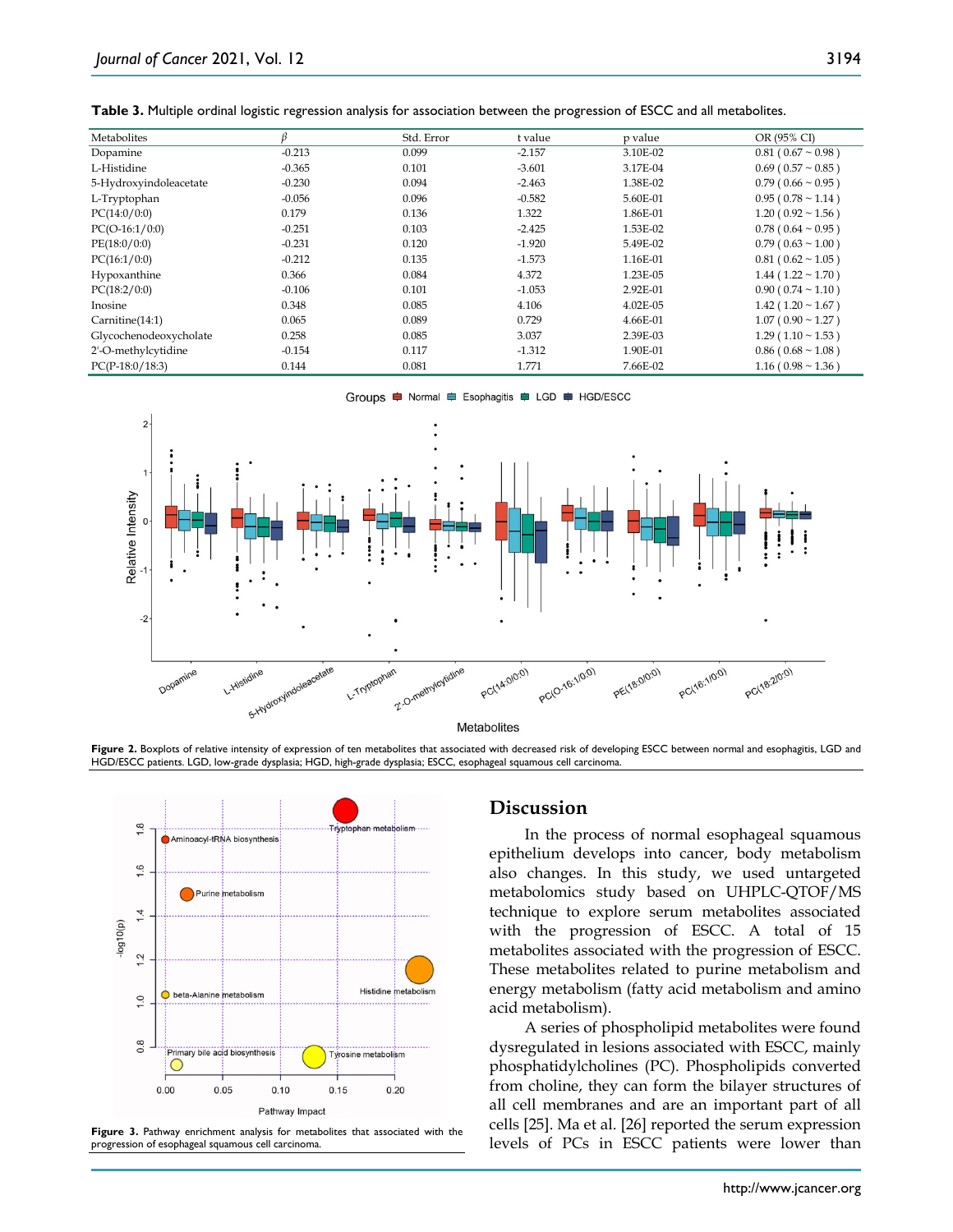**Table 3.** Multiple ordinal logistic regression analysis for association between the progression of ESCC and all metabolites.

| Metabolites | $\beta$ | Std. Error | t value | p value | OR (95% CI) |
|---|---|---|---|---|---|
| Dopamine | -0.213 | 0.099 | -2.157 | 3.10E-02 | 0.81 ( 0.67 ~ 0.98 ) |
| L-Histidine | -0.365 | 0.101 | -3.601 | 3.17E-04 | 0.69 ( 0.57 ~ 0.85 ) |
| 5-Hydroxyindoleacetate | -0.230 | 0.094 | -2.463 | 1.38E-02 | 0.79 ( 0.66 ~ 0.95 ) |
| L-Tryptophan | -0.056 | 0.096 | -0.582 | 5.60E-01 | 0.95 ( 0.78 ~ 1.14 ) |
| PC(14:0/0:0) | 0.179 | 0.136 | 1.322 | 1.86E-01 | 1.20 ( 0.92 ~ 1.56 ) |
| PC(O-16:1/0:0) | -0.251 | 0.103 | -2.425 | 1.53E-02 | 0.78 ( 0.64 ~ 0.95 ) |
| PE(18:0/0:0) | -0.231 | 0.120 | -1.920 | 5.49E-02 | 0.79 ( 0.63 ~ 1.00 ) |
| PC(16:1/0:0) | -0.212 | 0.135 | -1.573 | 1.16E-01 | 0.81 ( 0.62 ~ 1.05 ) |
| Hypoxanthine | 0.366 | 0.084 | 4.372 | 1.23E-05 | 1.44 ( 1.22 ~ 1.70 ) |
| PC(18:2/0:0) | -0.106 | 0.101 | -1.053 | 2.92E-01 | 0.90 ( 0.74 ~ 1.10 ) |
| Inosine | 0.348 | 0.085 | 4.106 | 4.02E-05 | 1.42 ( 1.20 ~ 1.67 ) |
| Carnitine(14:1) | 0.065 | 0.089 | 0.729 | 4.66E-01 | 1.07 ( 0.90 ~ 1.27 ) |
| Glycochenodeoxycholate | 0.258 | 0.085 | 3.037 | 2.39E-03 | 1.29 ( 1.10 ~ 1.53 ) |
| 2'-O-methylcytidine | -0.154 | 0.117 | -1.312 | 1.90E-01 | 0.86 ( 0.68 ~ 1.08 ) |
| PC(P-18:0/18:3) | 0.144 | 0.081 | 1.771 | 7.66E-02 | 1.16 ( 0.98 ~ 1.36 ) |

**Figure 2.** Boxplots of relative intensity of expression of ten metabolites that associated with decreased risk of developing ESCC between normal and esophagitis, LGD and HGD/ESCC patients. LGD, low-grade dysplasia; HGD, high-grade dysplasia; ESCC, esophageal squamous cell carcinoma.

**Figure 3.** Pathway enrichment analysis for metabolites that associated with the progression of esophageal squamous cell carcinoma.

## Discussion

In the process of normal esophageal squamous epithelium develops into cancer, body metabolism also changes. In this study, we used untargeted metabolomics study based on UHPLC-QTOF/MS technique to explore serum metabolites associated with the progression of ESCC. A total of 15 metabolites associated with the progression of ESCC. These metabolites related to purine metabolism and energy metabolism (fatty acid metabolism and amino acid metabolism).

A series of phospholipid metabolites were found dysregulated in lesions associated with ESCC, mainly phosphatidylcholines (PC). Phospholipids converted from choline, they can form the bilayer structures of all cell membranes and are an important part of all cells [25]. Ma et al. [26] reported the serum expression levels of PCs in ESCC patients were lower than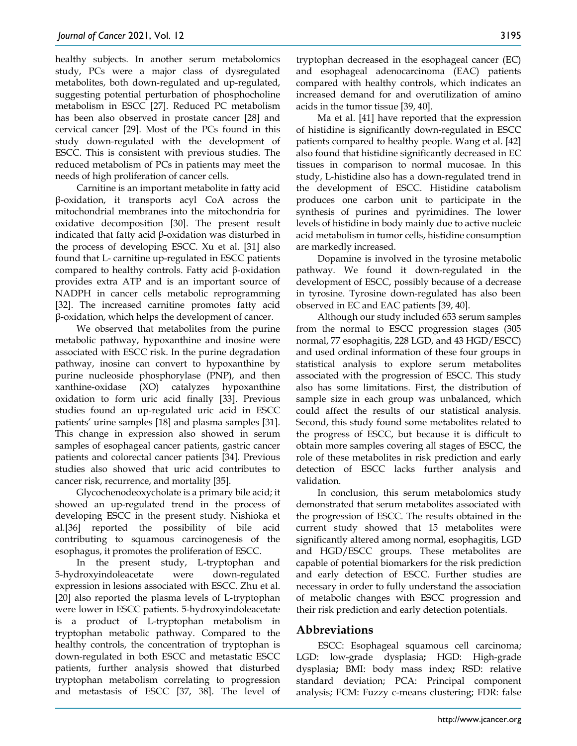healthy subjects. In another serum metabolomics study, PCs were a major class of dysregulated metabolites, both down-regulated and up-regulated, suggesting potential perturbation of phosphocholine metabolism in ESCC [27]. Reduced PC metabolism has been also observed in prostate cancer [28] and cervical cancer [29]. Most of the PCs found in this study down-regulated with the development of ESCC. This is consistent with previous studies. The reduced metabolism of PCs in patients may meet the needs of high proliferation of cancer cells.

Carnitine is an important metabolite in fatty acid β-oxidation, it transports acyl CoA across the mitochondrial membranes into the mitochondria for oxidative decomposition [30]. The present result indicated that fatty acid β-oxidation was disturbed in the process of developing ESCC. Xu et al. [31] also found that L- carnitine up-regulated in ESCC patients compared to healthy controls. Fatty acid β-oxidation provides extra ATP and is an important source of NADPH in cancer cells metabolic reprogramming [32]. The increased carnitine promotes fatty acid β-oxidation, which helps the development of cancer.

We observed that metabolites from the purine metabolic pathway, hypoxanthine and inosine were associated with ESCC risk. In the purine degradation pathway, inosine can convert to hypoxanthine by purine nucleoside phosphorylase (PNP), and then xanthine-oxidase (XO) catalyzes hypoxanthine oxidation to form uric acid finally [33]. Previous studies found an up-regulated uric acid in ESCC patients' urine samples [18] and plasma samples [31]. This change in expression also showed in serum samples of esophageal cancer patients, gastric cancer patients and colorectal cancer patients [34]. Previous studies also showed that uric acid contributes to cancer risk, recurrence, and mortality [35].

Glycochenodeoxycholate is a primary bile acid; it showed an up-regulated trend in the process of developing ESCC in the present study. Nishioka et al.[36] reported the possibility of bile acid contributing to squamous carcinogenesis of the esophagus, it promotes the proliferation of ESCC.

In the present study, L-tryptophan and 5-hydroxyindoleacetate were down-regulated expression in lesions associated with ESCC. Zhu et al. [20] also reported the plasma levels of L-tryptophan were lower in ESCC patients. 5-hydroxyindoleacetate is a product of L-tryptophan metabolism in tryptophan metabolic pathway. Compared to the healthy controls, the concentration of tryptophan is down-regulated in both ESCC and metastatic ESCC patients, further analysis showed that disturbed tryptophan metabolism correlating to progression and metastasis of ESCC [37, 38]. The level of tryptophan decreased in the esophageal cancer (EC) and esophageal adenocarcinoma (EAC) patients compared with healthy controls, which indicates an increased demand for and overutilization of amino acids in the tumor tissue [39, 40].

Ma et al. [41] have reported that the expression of histidine is significantly down-regulated in ESCC patients compared to healthy people. Wang et al. [42] also found that histidine significantly decreased in EC tissues in comparison to normal mucosae. In this study, L-histidine also has a down-regulated trend in the development of ESCC. Histidine catabolism produces one carbon unit to participate in the synthesis of purines and pyrimidines. The lower levels of histidine in body mainly due to active nucleic acid metabolism in tumor cells, histidine consumption are markedly increased.

Dopamine is involved in the tyrosine metabolic pathway. We found it down-regulated in the development of ESCC, possibly because of a decrease in tyrosine. Tyrosine down-regulated has also been observed in EC and EAC patients [39, 40].

Although our study included 653 serum samples from the normal to ESCC progression stages (305 normal, 77 esophagitis, 228 LGD, and 43 HGD/ESCC) and used ordinal information of these four groups in statistical analysis to explore serum metabolites associated with the progression of ESCC. This study also has some limitations. First, the distribution of sample size in each group was unbalanced, which could affect the results of our statistical analysis. Second, this study found some metabolites related to the progress of ESCC, but because it is difficult to obtain more samples covering all stages of ESCC, the role of these metabolites in risk prediction and early detection of ESCC lacks further analysis and validation.

In conclusion, this serum metabolomics study demonstrated that serum metabolites associated with the progression of ESCC. The results obtained in the current study showed that 15 metabolites were significantly altered among normal, esophagitis, LGD and HGD/ESCC groups. These metabolites are capable of potential biomarkers for the risk prediction and early detection of ESCC. Further studies are necessary in order to fully understand the association of metabolic changes with ESCC progression and their risk prediction and early detection potentials.

## Abbreviations

ESCC: Esophageal squamous cell carcinoma; LGD: low-grade dysplasia; HGD: High-grade dysplasia; BMI: body mass index; RSD: relative standard deviation; PCA: Principal component analysis; FCM: Fuzzy c-means clustering; FDR: false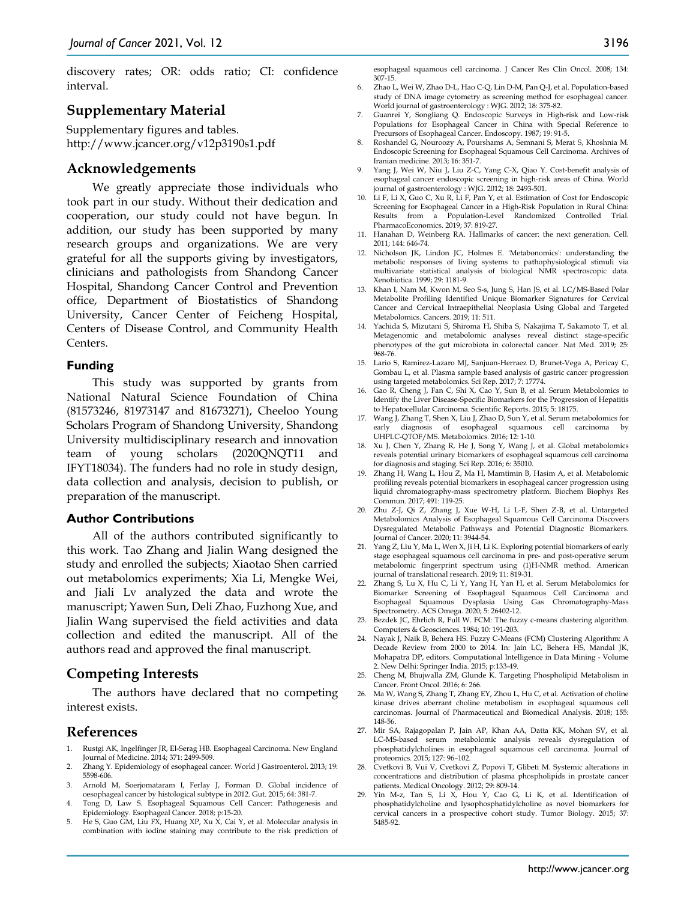discovery rates; OR: odds ratio; CI: confidence interval.

## Supplementary Material

Supplementary figures and tables. http://www.jcancer.org/v12p3190s1.pdf

## Acknowledgements

We greatly appreciate those individuals who took part in our study. Without their dedication and cooperation, our study could not have begun. In addition, our study has been supported by many research groups and organizations. We are very grateful for all the supports giving by investigators, clinicians and pathologists from Shandong Cancer Hospital, Shandong Cancer Control and Prevention office, Department of Biostatistics of Shandong University, Cancer Center of Feicheng Hospital, Centers of Disease Control, and Community Health Centers.

### Funding

This study was supported by grants from National Natural Science Foundation of China (81573246, 81973147 and 81673271), Cheeloo Young Scholars Program of Shandong University, Shandong University multidisciplinary research and innovation team of young scholars (2020QNQT11 and IFYT18034). The funders had no role in study design, data collection and analysis, decision to publish, or preparation of the manuscript.

### Author Contributions

All of the authors contributed significantly to this work. Tao Zhang and Jialin Wang designed the study and enrolled the subjects; Xiaotao Shen carried out metabolomics experiments; Xia Li, Mengke Wei, and Jiali Lv analyzed the data and wrote the manuscript; Yawen Sun, Deli Zhao, Fuzhong Xue, and Jialin Wang supervised the field activities and data collection and edited the manuscript. All of the authors read and approved the final manuscript.

## Competing Interests

The authors have declared that no competing interest exists.

## References

1. Rustgi AK, Ingelfinger JR, El-Serag HB. Esophageal Carcinoma. New England Journal of Medicine. 2014; 371: 2499-509.
2. Zhang Y. Epidemiology of esophageal cancer. World J Gastroenterol. 2013; 19: 5598-606.
3. Arnold M, Soerjomataram I, Ferlay J, Forman D. Global incidence of oesophageal cancer by histological subtype in 2012. Gut. 2015; 64: 381-7.
4. Tong D, Law S. Esophageal Squamous Cell Cancer: Pathogenesis and Epidemiology. Esophageal Cancer. 2018; p:15-20.
5. He S, Guo GM, Liu FX, Huang XP, Xu X, Cai Y, et al. Molecular analysis in combination with iodine staining may contribute to the risk prediction of esophageal squamous cell carcinoma. J Cancer Res Clin Oncol. 2008; 134: 307-15.
6. Zhao L, Wei W, Zhao D-L, Hao C-Q, Lin D-M, Pan Q-J, et al. Population-based study of DNA image cytometry as screening method for esophageal cancer. World journal of gastroenterology : WJG. 2012; 18: 375-82.
7. Guanrei Y, Songliang Q. Endoscopic Surveys in High-risk and Low-risk Populations for Esophageal Cancer in China with Special Reference to Precursors of Esophageal Cancer. Endoscopy. 1987; 19: 91-5.
8. Roshandel G, Nouroozy A, Pourshams A, Semnani S, Merat S, Khoshnia M. Endoscopic Screening for Esophageal Squamous Cell Carcinoma. Archives of Iranian medicine. 2013; 16: 351-7.
9. Yang J, Wei W, Niu J, Liu Z-C, Yang C-X, Qiao Y. Cost-benefit analysis of esophageal cancer endoscopic screening in high-risk areas of China. World journal of gastroenterology : WJG. 2012; 18: 2493-501.
10. Li F, Li X, Guo C, Xu R, Li F, Pan Y, et al. Estimation of Cost for Endoscopic Screening for Esophageal Cancer in a High-Risk Population in Rural China: Results from a Population-Level Randomized Controlled Trial. PharmacoEconomics. 2019; 37: 819-27.
11. Hanahan D, Weinberg RA. Hallmarks of cancer: the next generation. Cell. 2011; 144: 646-74.
12. Nicholson JK, Lindon JC, Holmes E. 'Metabonomics': understanding the metabolic responses of living systems to pathophysiological stimuli via multivariate statistical analysis of biological NMR spectroscopic data. Xenobiotica. 1999; 29: 1181-9.
13. Khan I, Nam M, Kwon M, Seo S-s, Jung S, Han JS, et al. LC/MS-Based Polar Metabolite Profiling Identified Unique Biomarker Signatures for Cervical Cancer and Cervical Intraepithelial Neoplasia Using Global and Targeted Metabolomics. Cancers. 2019; 11: 511.
14. Yachida S, Mizutani S, Shiroma H, Shiba S, Nakajima T, Sakamoto T, et al. Metagenomic and metabolomic analyses reveal distinct stage-specific phenotypes of the gut microbiota in colorectal cancer. Nat Med. 2019; 25: 968-76.
15. Lario S, Ramirez-Lazaro MJ, Sanjuan-Herraez D, Brunet-Vega A, Pericay C, Gombau L, et al. Plasma sample based analysis of gastric cancer progression using targeted metabolomics. Sci Rep. 2017; 7: 17774.
16. Gao R, Cheng J, Fan C, Shi X, Cao Y, Sun B, et al. Serum Metabolomics to Identify the Liver Disease-Specific Biomarkers for the Progression of Hepatitis to Hepatocellular Carcinoma. Scientific Reports. 2015; 5: 18175.
17. Wang J, Zhang T, Shen X, Liu J, Zhao D, Sun Y, et al. Serum metabolomics for early diagnosis of esophageal squamous cell carcinoma by UHPLC-QTOF/MS. Metabolomics. 2016; 12: 1-10.
18. Xu J, Chen Y, Zhang R, He J, Song Y, Wang J, et al. Global metabolomics reveals potential urinary biomarkers of esophageal squamous cell carcinoma for diagnosis and staging. Sci Rep. 2016; 6: 35010.
19. Zhang H, Wang L, Hou Z, Ma H, Mamtimin B, Hasim A, et al. Metabolomic profiling reveals potential biomarkers in esophageal cancer progression using liquid chromatography-mass spectrometry platform. Biochem Biophys Res Commun. 2017; 491: 119-25.
20. Zhu Z-J, Qi Z, Zhang J, Xue W-H, Li L-F, Shen Z-B, et al. Untargeted Metabolomics Analysis of Esophageal Squamous Cell Carcinoma Discovers Dysregulated Metabolic Pathways and Potential Diagnostic Biomarkers. Journal of Cancer. 2020; 11: 3944-54.
21. Yang Z, Liu Y, Ma L, Wen X, Ji H, Li K. Exploring potential biomarkers of early stage esophageal squamous cell carcinoma in pre- and post-operative serum metabolomic fingerprint spectrum using (1)H-NMR method. American journal of translational research. 2019; 11: 819-31.
22. Zhang S, Lu X, Hu C, Li Y, Yang H, Yan H, et al. Serum Metabolomics for Biomarker Screening of Esophageal Squamous Cell Carcinoma and Esophageal Squamous Dysplasia Using Gas Chromatography-Mass Spectrometry. ACS Omega. 2020; 5: 26402-12.
23. Bezdek JC, Ehrlich R, Full W. FCM: The fuzzy c-means clustering algorithm. Computers & Geosciences. 1984; 10: 191-203.
24. Nayak J, Naik B, Behera HS. Fuzzy C-Means (FCM) Clustering Algorithm: A Decade Review from 2000 to 2014. In: Jain LC, Behera HS, Mandal JK, Mohapatra DP, editors. Computational Intelligence in Data Mining - Volume 2. New Delhi: Springer India. 2015; p:133-49.
25. Cheng M, Bhujwalla ZM, Glunde K. Targeting Phospholipid Metabolism in Cancer. Front Oncol. 2016; 6: 266.
26. Ma W, Wang S, Zhang T, Zhang EY, Zhou L, Hu C, et al. Activation of choline kinase drives aberrant choline metabolism in esophageal squamous cell carcinomas. Journal of Pharmaceutical and Biomedical Analysis. 2018; 155: 148-56.
27. Mir SA, Rajagopalan P, Jain AP, Khan AA, Datta KK, Mohan SV, et al. LC-MS-based serum metabolomic analysis reveals dysregulation of phosphatidylcholines in esophageal squamous cell carcinoma. Journal of proteomics. 2015; 127: 96–102.
28. Cvetkovi B, Vui V, Cvetkovi Z, Popovi T, Glibeti M. Systemic alterations in concentrations and distribution of plasma phospholipids in prostate cancer patients. Medical Oncology. 2012; 29: 809-14.
29. Yin M-z, Tan S, Li X, Hou Y, Cao G, Li K, et al. Identification of phosphatidylcholine and lysophosphatidylcholine as novel biomarkers for cervical cancers in a prospective cohort study. Tumor Biology. 2015; 37: 5485-92.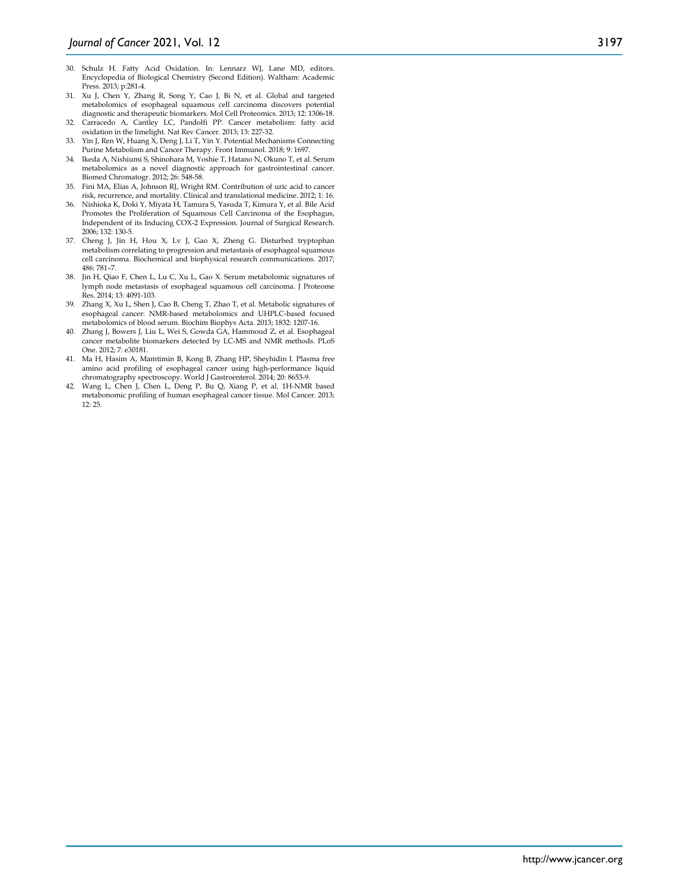30. Schulz H. Fatty Acid Oxidation. In: Lennarz WJ, Lane MD, editors. Encyclopedia of Biological Chemistry (Second Edition). Waltham: Academic Press. 2013; p:281-4.
31. Xu J, Chen Y, Zhang R, Song Y, Cao J, Bi N, et al. Global and targeted metabolomics of esophageal squamous cell carcinoma discovers potential diagnostic and therapeutic biomarkers. Mol Cell Proteomics. 2013; 12: 1306-18.
32. Carracedo A, Cantley LC, Pandolfi PP. Cancer metabolism: fatty acid oxidation in the limelight. Nat Rev Cancer. 2013; 13: 227-32.
33. Yin J, Ren W, Huang X, Deng J, Li T, Yin Y. Potential Mechanisms Connecting Purine Metabolism and Cancer Therapy. Front Immunol. 2018; 9: 1697.
34. Ikeda A, Nishiumi S, Shinohara M, Yoshie T, Hatano N, Okuno T, et al. Serum metabolomics as a novel diagnostic approach for gastrointestinal cancer. Biomed Chromatogr. 2012; 26: 548-58.
35. Fini MA, Elias A, Johnson RJ, Wright RM. Contribution of uric acid to cancer risk, recurrence, and mortality. Clinical and translational medicine. 2012; 1: 16.
36. Nishioka K, Doki Y, Miyata H, Tamura S, Yasuda T, Kimura Y, et al. Bile Acid Promotes the Proliferation of Squamous Cell Carcinoma of the Esophagus, Independent of its Inducing COX-2 Expression. Journal of Surgical Research. 2006; 132: 130-5.
37. Cheng J, Jin H, Hou X, Lv J, Gao X, Zheng G. Disturbed tryptophan metabolism correlating to progression and metastasis of esophageal squamous cell carcinoma. Biochemical and biophysical research communications. 2017; 486: 781–7.
38. Jin H, Qiao F, Chen L, Lu C, Xu L, Gao X. Serum metabolomic signatures of lymph node metastasis of esophageal squamous cell carcinoma. J Proteome Res. 2014; 13: 4091-103.
39. Zhang X, Xu L, Shen J, Cao B, Cheng T, Zhao T, et al. Metabolic signatures of esophageal cancer: NMR-based metabolomics and UHPLC-based focused metabolomics of blood serum. Biochim Biophys Acta. 2013; 1832: 1207-16.
40. Zhang J, Bowers J, Liu L, Wei S, Gowda GA, Hammoud Z, et al. Esophageal cancer metabolite biomarkers detected by LC-MS and NMR methods. PLoS One. 2012; 7: e30181.
41. Ma H, Hasim A, Mamtimin B, Kong B, Zhang HP, Sheyhidin I. Plasma free amino acid profiling of esophageal cancer using high-performance liquid chromatography spectroscopy. World J Gastroenterol. 2014; 20: 8653-9.
42. Wang L, Chen J, Chen L, Deng P, Bu Q, Xiang P, et al. 1H-NMR based metabonomic profiling of human esophageal cancer tissue. Mol Cancer. 2013; 12: 25.